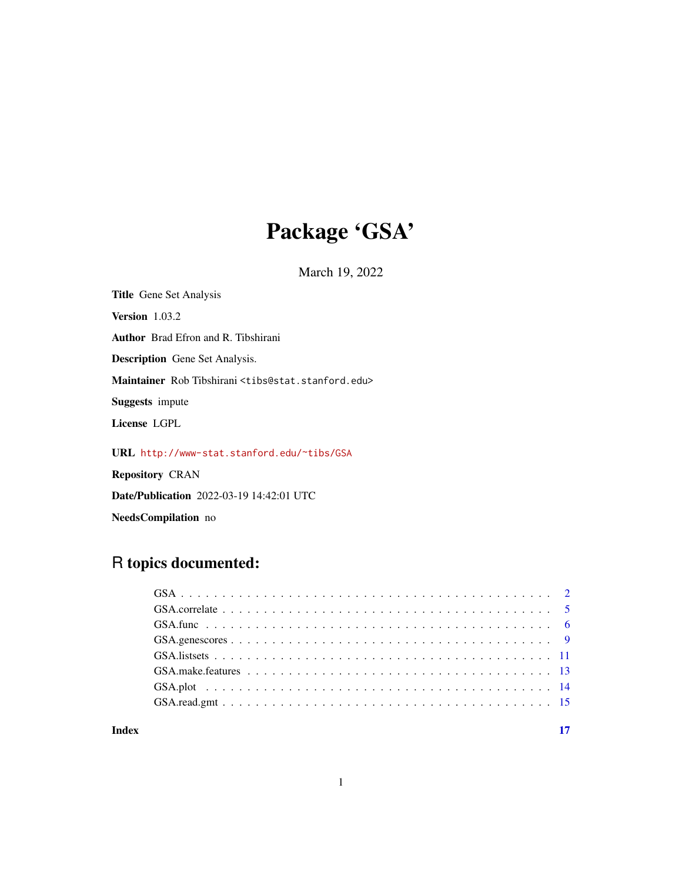# Package 'GSA'

March 19, 2022

**Title** Gene Set Analysis

**Version** 1.03.2

**Author** Brad Efron and R. Tibshirani

**Description** Gene Set Analysis.

**Maintainer** Rob Tibshirani <tibs@stat.stanford.edu>

**Suggests** impute

**License** LGPL

**URL** http://www-stat.stanford.edu/~tibs/GSA

**Repository** CRAN

**Date/Publication** 2022-03-19 14:42:01 UTC

**NeedsCompilation** no

## R topics documented:

- GSA . . . . . . . . . . . . . . . . . . . . . . . . . . . . . . . . . . . . . . . . . . . . 2
- GSA.correlate . . . . . . . . . . . . . . . . . . . . . . . . . . . . . . . . . . . . . . . . 5
- GSA.func . . . . . . . . . . . . . . . . . . . . . . . . . . . . . . . . . . . . . . . . . . 6
- GSA.genescores . . . . . . . . . . . . . . . . . . . . . . . . . . . . . . . . . . . . . . . 9
- GSA.listsets . . . . . . . . . . . . . . . . . . . . . . . . . . . . . . . . . . . . . . . . 11
- GSA.make.features . . . . . . . . . . . . . . . . . . . . . . . . . . . . . . . . . . . . . 13
- GSA.plot . . . . . . . . . . . . . . . . . . . . . . . . . . . . . . . . . . . . . . . . . 14
- GSA.read.gmt . . . . . . . . . . . . . . . . . . . . . . . . . . . . . . . . . . . . . . . 15

**Index** **17**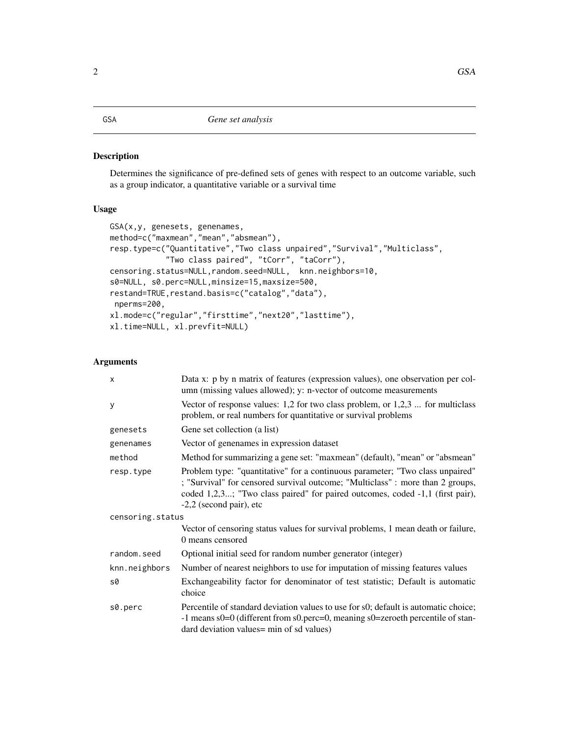# GSA — *Gene set analysis*

## Description

Determines the significance of pre-defined sets of genes with respect to an outcome variable, such as a group indicator, a quantitative variable or a survival time

## Usage

```
GSA(x,y, genesets, genenames,
method=c("maxmean","mean","absmean"),
resp.type=c("Quantitative","Two class unpaired","Survival","Multiclass",
            "Two class paired", "tCorr", "taCorr"),
censoring.status=NULL,random.seed=NULL,  knn.neighbors=10,
s0=NULL, s0.perc=NULL,minsize=15,maxsize=500,
restand=TRUE,restand.basis=c("catalog","data"),
 nperms=200,
xl.mode=c("regular","firsttime","next20","lasttime"),
xl.time=NULL, xl.prevfit=NULL)
```

## Arguments

| | |
|---|---|
| `x` | Data x: p by n matrix of features (expression values), one observation per column (missing values allowed); y: n-vector of outcome measurements |
| `y` | Vector of response values: 1,2 for two class problem, or 1,2,3 ... for multiclass problem, or real numbers for quantitative or survival problems |
| `genesets` | Gene set collection (a list) |
| `genenames` | Vector of genenames in expression dataset |
| `method` | Method for summarizing a gene set: "maxmean" (default), "mean" or "absmean" |
| `resp.type` | Problem type: "quantitative" for a continuous parameter; "Two class unpaired" ; "Survival" for censored survival outcome; "Multiclass" : more than 2 groups, coded 1,2,3...; "Two class paired" for paired outcomes, coded -1,1 (first pair), -2,2 (second pair), etc |
| `censoring.status` | Vector of censoring status values for survival problems, 1 mean death or failure, 0 means censored |
| `random.seed` | Optional initial seed for random number generator (integer) |
| `knn.neighbors` | Number of nearest neighbors to use for imputation of missing features values |
| `s0` | Exchangeability factor for denominator of test statistic; Default is automatic choice |
| `s0.perc` | Percentile of standard deviation values to use for s0; default is automatic choice; -1 means s0=0 (different from s0.perc=0, meaning s0=zeroeth percentile of standard deviation values= min of sd values) |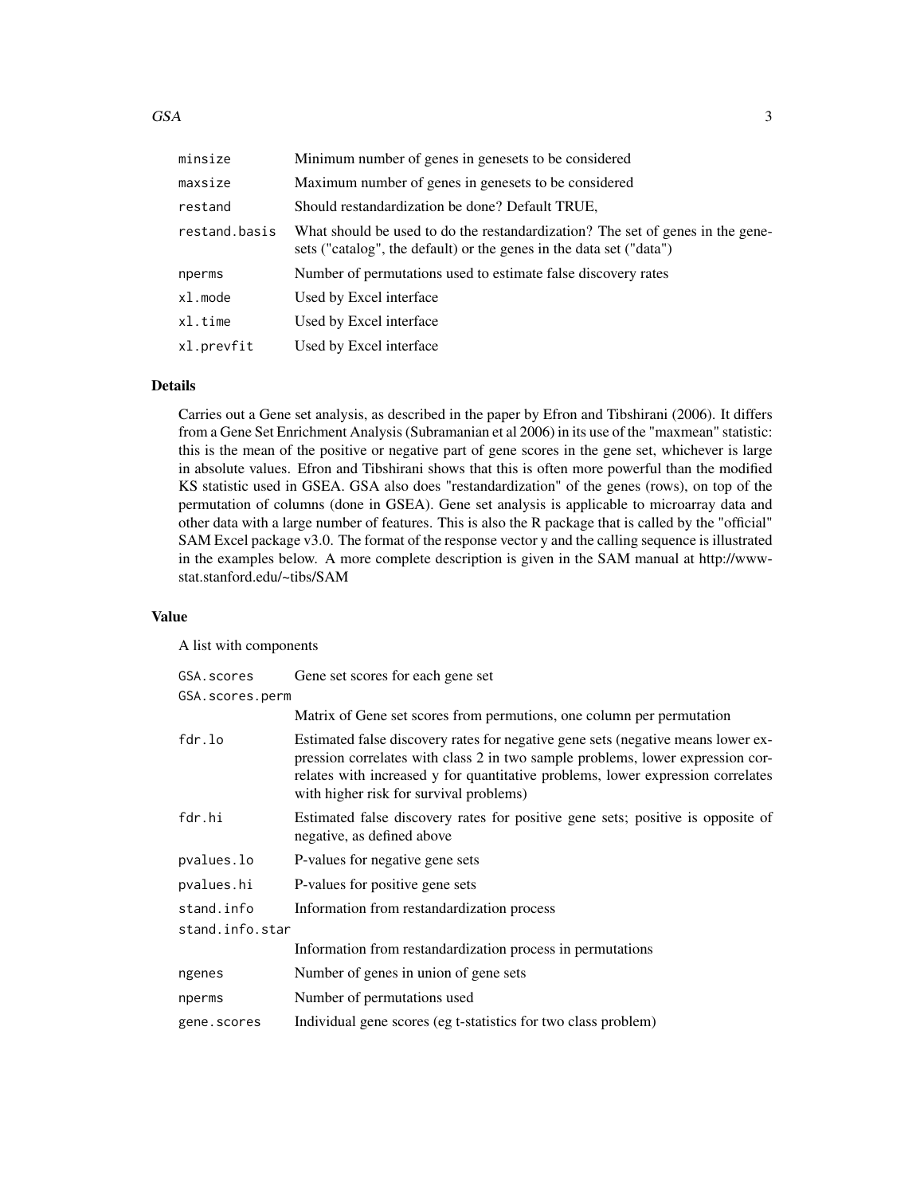| | |
|---|---|
| `minsize` | Minimum number of genes in genesets to be considered |
| `maxsize` | Maximum number of genes in genesets to be considered |
| `restand` | Should restandardization be done? Default TRUE, |
| `restand.basis` | What should be used to do the restandardization? The set of genes in the genesets ("catalog", the default) or the genes in the data set ("data") |
| `nperms` | Number of permutations used to estimate false discovery rates |
| `xl.mode` | Used by Excel interface |
| `xl.time` | Used by Excel interface |
| `xl.prevfit` | Used by Excel interface |

## Details

Carries out a Gene set analysis, as described in the paper by Efron and Tibshirani (2006). It differs from a Gene Set Enrichment Analysis (Subramanian et al 2006) in its use of the "maxmean" statistic: this is the mean of the positive or negative part of gene scores in the gene set, whichever is large in absolute values. Efron and Tibshirani shows that this is often more powerful than the modified KS statistic used in GSEA. GSA also does "restandardization" of the genes (rows), on top of the permutation of columns (done in GSEA). Gene set analysis is applicable to microarray data and other data with a large number of features. This is also the R package that is called by the "official" SAM Excel package v3.0. The format of the response vector y and the calling sequence is illustrated in the examples below. A more complete description is given in the SAM manual at http://www-stat.stanford.edu/~tibs/SAM

## Value

A list with components

| | |
|---|---|
| `GSA.scores` | Gene set scores for each gene set |
| `GSA.scores.perm` | Matrix of Gene set scores from permutions, one column per permutation |
| `fdr.lo` | Estimated false discovery rates for negative gene sets (negative means lower expression correlates with class 2 in two sample problems, lower expression correlates with increased y for quantitative problems, lower expression correlates with higher risk for survival problems) |
| `fdr.hi` | Estimated false discovery rates for positive gene sets; positive is opposite of negative, as defined above |
| `pvalues.lo` | P-values for negative gene sets |
| `pvalues.hi` | P-values for positive gene sets |
| `stand.info` | Information from restandardization process |
| `stand.info.star` | Information from restandardization process in permutations |
| `ngenes` | Number of genes in union of gene sets |
| `nperms` | Number of permutations used |
| `gene.scores` | Individual gene scores (eg t-statistics for two class problem) |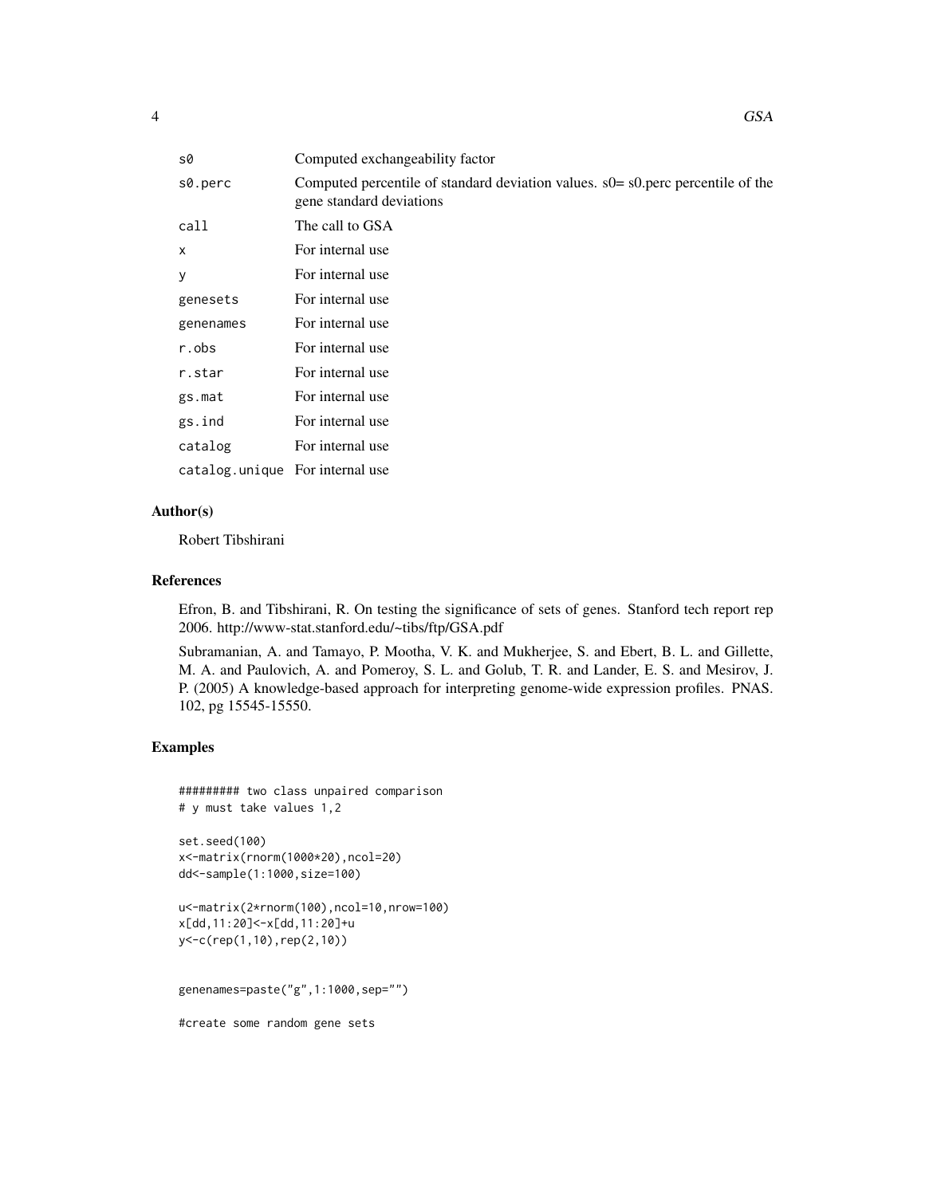| | |
|---|---|
| `s0` | Computed exchangeability factor |
| `s0.perc` | Computed percentile of standard deviation values. s0= s0.perc percentile of the gene standard deviations |
| `call` | The call to GSA |
| `x` | For internal use |
| `y` | For internal use |
| `genesets` | For internal use |
| `genenames` | For internal use |
| `r.obs` | For internal use |
| `r.star` | For internal use |
| `gs.mat` | For internal use |
| `gs.ind` | For internal use |
| `catalog` | For internal use |
| `catalog.unique` | For internal use |

## Author(s)

Robert Tibshirani

## References

Efron, B. and Tibshirani, R. On testing the significance of sets of genes. Stanford tech report rep 2006. http://www-stat.stanford.edu/~tibs/ftp/GSA.pdf

Subramanian, A. and Tamayo, P. Mootha, V. K. and Mukherjee, S. and Ebert, B. L. and Gillette, M. A. and Paulovich, A. and Pomeroy, S. L. and Golub, T. R. and Lander, E. S. and Mesirov, J. P. (2005) A knowledge-based approach for interpreting genome-wide expression profiles. PNAS. 102, pg 15545-15550.

## Examples

```
######### two class unpaired comparison
# y must take values 1,2

set.seed(100)
x<-matrix(rnorm(1000*20),ncol=20)
dd<-sample(1:1000,size=100)

u<-matrix(2*rnorm(100),ncol=10,nrow=100)
x[dd,11:20]<-x[dd,11:20]+u
y<-c(rep(1,10),rep(2,10))


genenames=paste("g",1:1000,sep="")

#create some random gene sets
```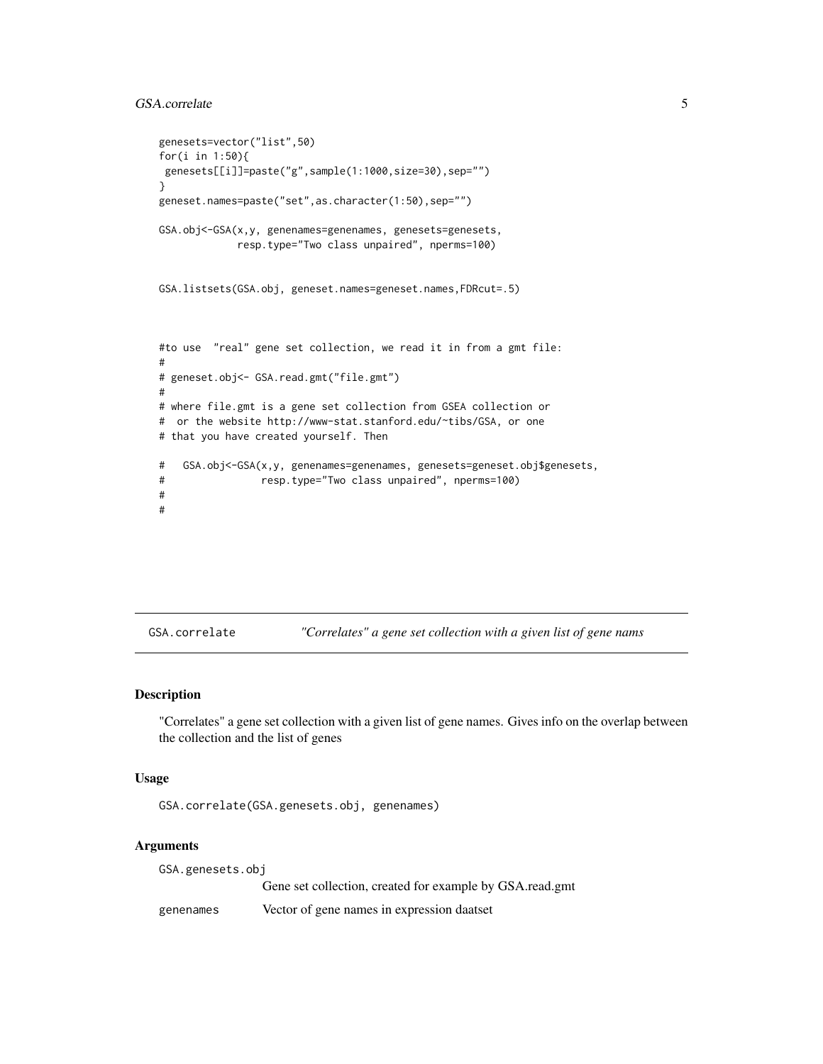```
genesets=vector("list",50)
for(i in 1:50){
 genesets[[i]]=paste("g",sample(1:1000,size=30),sep="")
}
geneset.names=paste("set",as.character(1:50),sep="")

GSA.obj<-GSA(x,y, genenames=genenames, genesets=genesets,
            resp.type="Two class unpaired", nperms=100)


GSA.listsets(GSA.obj, geneset.names=geneset.names,FDRcut=.5)



#to use  "real" gene set collection, we read it in from a gmt file:
#
# geneset.obj<- GSA.read.gmt("file.gmt")
#
# where file.gmt is a gene set collection from GSEA collection or
#  or the website http://www-stat.stanford.edu/~tibs/GSA, or one
# that you have created yourself. Then

#   GSA.obj<-GSA(x,y, genenames=genenames, genesets=geneset.obj$genesets,
#                resp.type="Two class unpaired", nperms=100)
#
#
```

---

## GSA.correlate *"Correlates" a gene set collection with a given list of gene nams*

### Description

"Correlates" a gene set collection with a given list of gene names. Gives info on the overlap between the collection and the list of genes

### Usage

```
GSA.correlate(GSA.genesets.obj, genenames)
```

### Arguments

| | |
|---|---|
| `GSA.genesets.obj` | Gene set collection, created for example by GSA.read.gmt |
| `genenames` | Vector of gene names in expression daatset |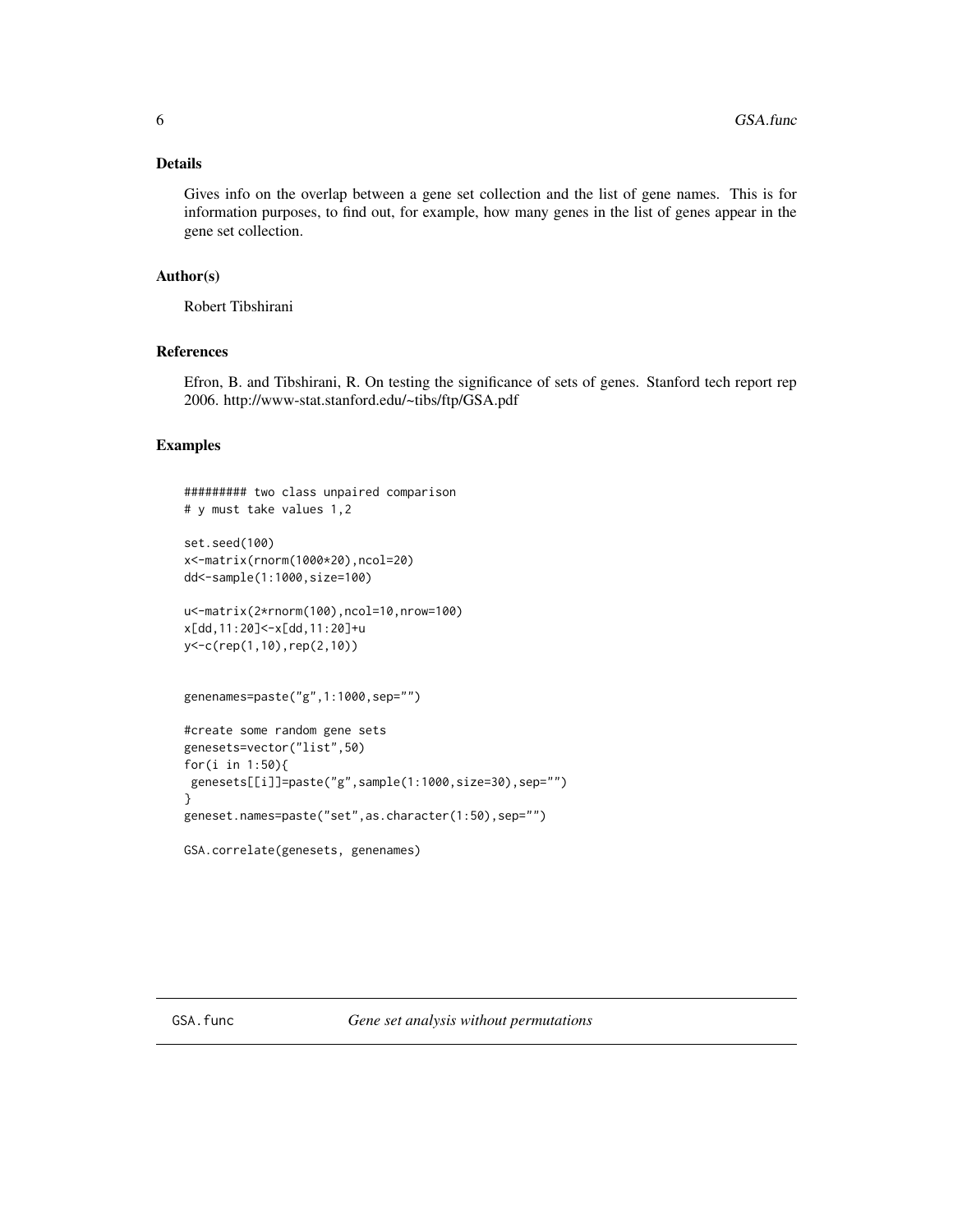## Details

Gives info on the overlap between a gene set collection and the list of gene names. This is for information purposes, to find out, for example, how many genes in the list of genes appear in the gene set collection.

## Author(s)

Robert Tibshirani

## References

Efron, B. and Tibshirani, R. On testing the significance of sets of genes. Stanford tech report rep 2006. http://www-stat.stanford.edu/~tibs/ftp/GSA.pdf

## Examples

```
######### two class unpaired comparison
# y must take values 1,2

set.seed(100)
x<-matrix(rnorm(1000*20),ncol=20)
dd<-sample(1:1000,size=100)

u<-matrix(2*rnorm(100),ncol=10,nrow=100)
x[dd,11:20]<-x[dd,11:20]+u
y<-c(rep(1,10),rep(2,10))


genenames=paste("g",1:1000,sep="")

#create some random gene sets
genesets=vector("list",50)
for(i in 1:50){
 genesets[[i]]=paste("g",sample(1:1000,size=30),sep="")
}
geneset.names=paste("set",as.character(1:50),sep="")

GSA.correlate(genesets, genenames)
```

---

# GSA.func — *Gene set analysis without permutations*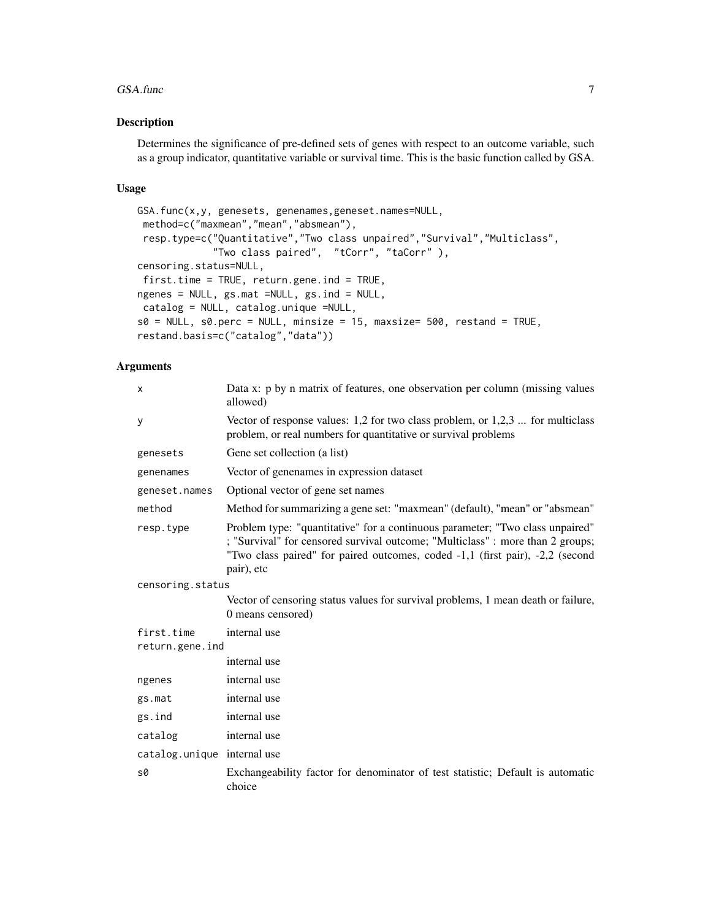## Description

Determines the significance of pre-defined sets of genes with respect to an outcome variable, such as a group indicator, quantitative variable or survival time. This is the basic function called by GSA.

## Usage

```
GSA.func(x,y, genesets, genenames,geneset.names=NULL,
 method=c("maxmean","mean","absmean"),
 resp.type=c("Quantitative","Two class unpaired","Survival","Multiclass",
            "Two class paired",  "tCorr", "taCorr" ),
censoring.status=NULL,
 first.time = TRUE, return.gene.ind = TRUE,
ngenes = NULL, gs.mat =NULL, gs.ind = NULL,
 catalog = NULL, catalog.unique =NULL,
s0 = NULL, s0.perc = NULL, minsize = 15, maxsize= 500, restand = TRUE,
restand.basis=c("catalog","data"))
```

## Arguments

| | |
|---|---|
| `x` | Data x: p by n matrix of features, one observation per column (missing values allowed) |
| `y` | Vector of response values: 1,2 for two class problem, or 1,2,3 ... for multiclass problem, or real numbers for quantitative or survival problems |
| `genesets` | Gene set collection (a list) |
| `genenames` | Vector of genenames in expression dataset |
| `geneset.names` | Optional vector of gene set names |
| `method` | Method for summarizing a gene set: "maxmean" (default), "mean" or "absmean" |
| `resp.type` | Problem type: "quantitative" for a continuous parameter; "Two class unpaired" ; "Survival" for censored survival outcome; "Multiclass" : more than 2 groups; "Two class paired" for paired outcomes, coded -1,1 (first pair), -2,2 (second pair), etc |
| `censoring.status` | Vector of censoring status values for survival problems, 1 mean death or failure, 0 means censored) |
| `first.time` | internal use |
| `return.gene.ind` | internal use |
| `ngenes` | internal use |
| `gs.mat` | internal use |
| `gs.ind` | internal use |
| `catalog` | internal use |
| `catalog.unique` | internal use |
| `s0` | Exchangeability factor for denominator of test statistic; Default is automatic choice |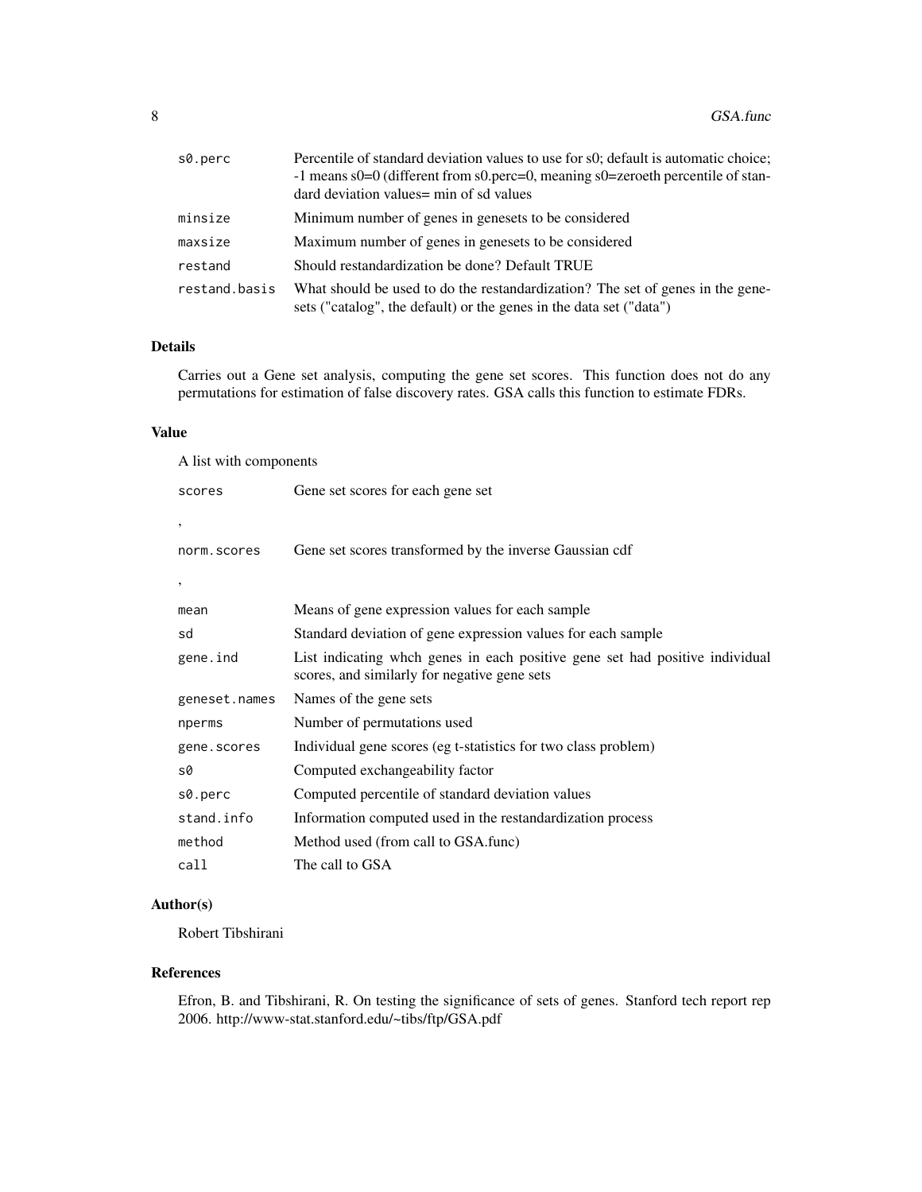| | |
|---|---|
| s0.perc | Percentile of standard deviation values to use for s0; default is automatic choice; -1 means s0=0 (different from s0.perc=0, meaning s0=zeroeth percentile of standard deviation values= min of sd values |
| minsize | Minimum number of genes in genesets to be considered |
| maxsize | Maximum number of genes in genesets to be considered |
| restand | Should restandardization be done? Default TRUE |
| restand.basis | What should be used to do the restandardization? The set of genes in the genesets ("catalog", the default) or the genes in the data set ("data") |

## Details

Carries out a Gene set analysis, computing the gene set scores. This function does not do any permutations for estimation of false discovery rates. GSA calls this function to estimate FDRs.

## Value

A list with components

| | |
|---|---|
| scores | Gene set scores for each gene set |
| , | |
| norm.scores | Gene set scores transformed by the inverse Gaussian cdf |
| , | |
| mean | Means of gene expression values for each sample |
| sd | Standard deviation of gene expression values for each sample |
| gene.ind | List indicating whch genes in each positive gene set had positive individual scores, and similarly for negative gene sets |
| geneset.names | Names of the gene sets |
| nperms | Number of permutations used |
| gene.scores | Individual gene scores (eg t-statistics for two class problem) |
| s0 | Computed exchangeability factor |
| s0.perc | Computed percentile of standard deviation values |
| stand.info | Information computed used in the restandardization process |
| method | Method used (from call to GSA.func) |
| call | The call to GSA |

## Author(s)

Robert Tibshirani

## References

Efron, B. and Tibshirani, R. On testing the significance of sets of genes. Stanford tech report rep 2006. http://www-stat.stanford.edu/~tibs/ftp/GSA.pdf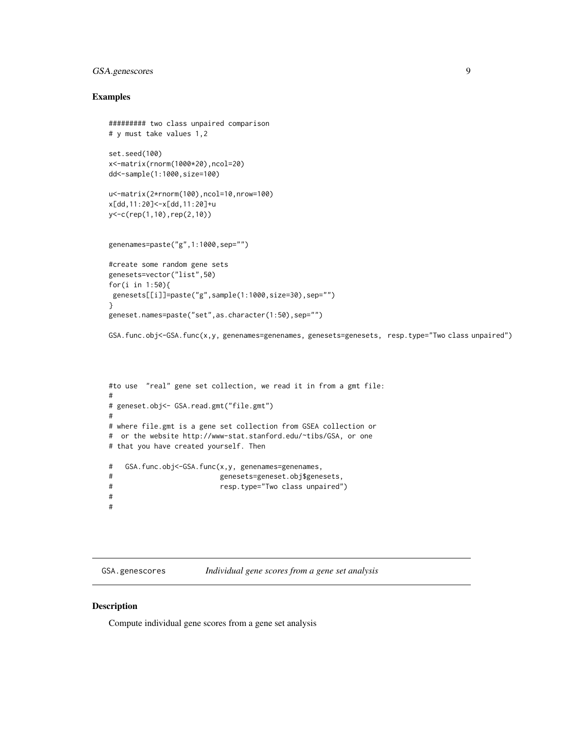## Examples

```
######### two class unpaired comparison
# y must take values 1,2

set.seed(100)
x<-matrix(rnorm(1000*20),ncol=20)
dd<-sample(1:1000,size=100)

u<-matrix(2*rnorm(100),ncol=10,nrow=100)
x[dd,11:20]<-x[dd,11:20]+u
y<-c(rep(1,10),rep(2,10))


genenames=paste("g",1:1000,sep="")

#create some random gene sets
genesets=vector("list",50)
for(i in 1:50){
 genesets[[i]]=paste("g",sample(1:1000,size=30),sep="")
}
geneset.names=paste("set",as.character(1:50),sep="")

GSA.func.obj<-GSA.func(x,y, genenames=genenames, genesets=genesets,  resp.type="Two class unpaired")




#to use  "real" gene set collection, we read it in from a gmt file:
#
# geneset.obj<- GSA.read.gmt("file.gmt")
#
# where file.gmt is a gene set collection from GSEA collection or
#  or the website http://www-stat.stanford.edu/~tibs/GSA, or one
# that you have created yourself. Then

#   GSA.func.obj<-GSA.func(x,y, genenames=genenames,
#                         genesets=geneset.obj$genesets,
#                         resp.type="Two class unpaired")
#
#
```

---

GSA.genescores *Individual gene scores from a gene set analysis*

---

## Description

Compute individual gene scores from a gene set analysis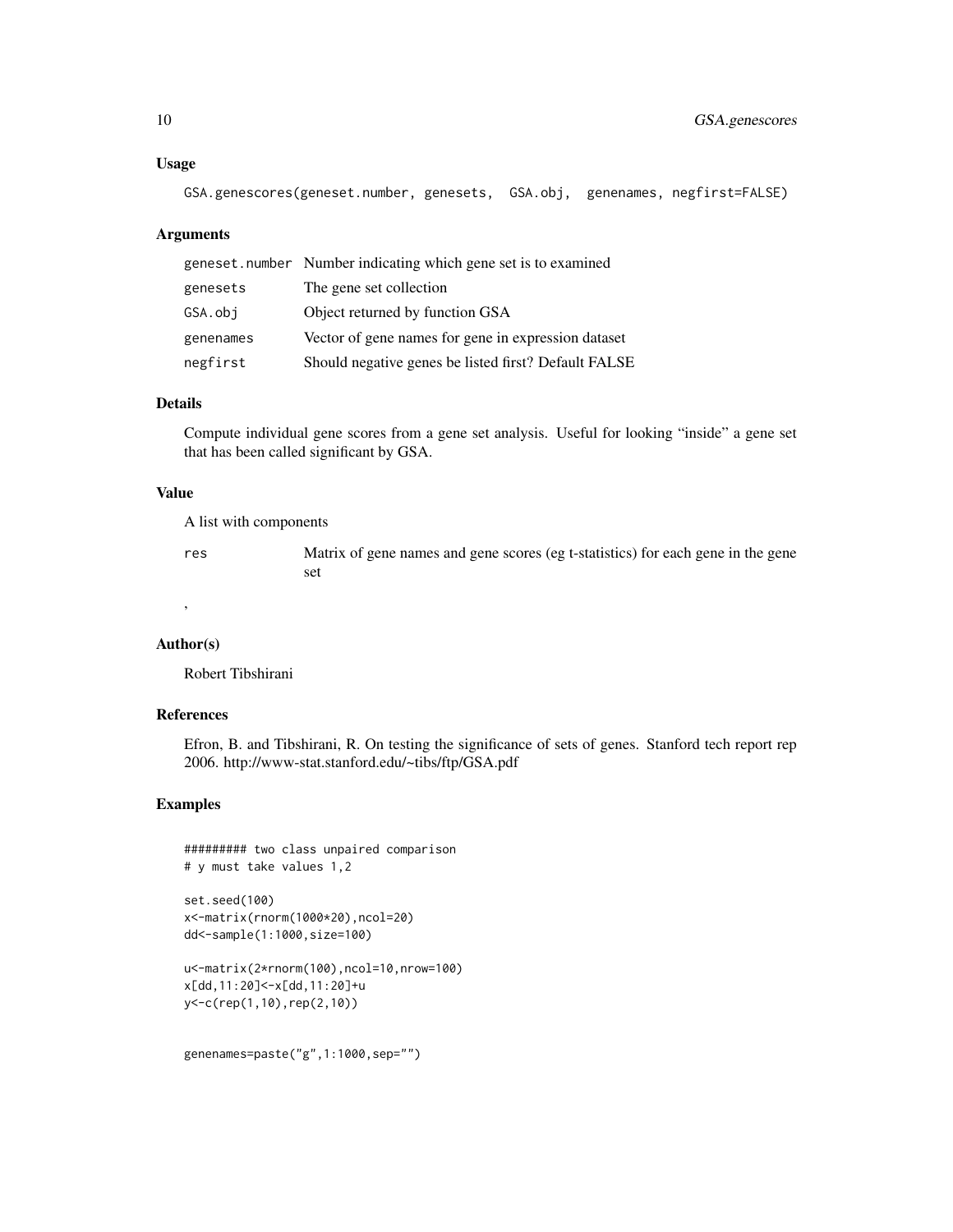### Usage

```
GSA.genescores(geneset.number, genesets,  GSA.obj,  genenames, negfirst=FALSE)
```

### Arguments

| | |
|---|---|
| geneset.number | Number indicating which gene set is to examined |
| genesets | The gene set collection |
| GSA.obj | Object returned by function GSA |
| genenames | Vector of gene names for gene in expression dataset |
| negfirst | Should negative genes be listed first? Default FALSE |

### Details

Compute individual gene scores from a gene set analysis. Useful for looking "inside" a gene set that has been called significant by GSA.

### Value

A list with components

| | |
|---|---|
| res | Matrix of gene names and gene scores (eg t-statistics) for each gene in the gene set |

,

### Author(s)

Robert Tibshirani

### References

Efron, B. and Tibshirani, R. On testing the significance of sets of genes. Stanford tech report rep 2006. http://www-stat.stanford.edu/~tibs/ftp/GSA.pdf

### Examples

```
######### two class unpaired comparison
# y must take values 1,2

set.seed(100)
x<-matrix(rnorm(1000*20),ncol=20)
dd<-sample(1:1000,size=100)

u<-matrix(2*rnorm(100),ncol=10,nrow=100)
x[dd,11:20]<-x[dd,11:20]+u
y<-c(rep(1,10),rep(2,10))


genenames=paste("g",1:1000,sep="")
```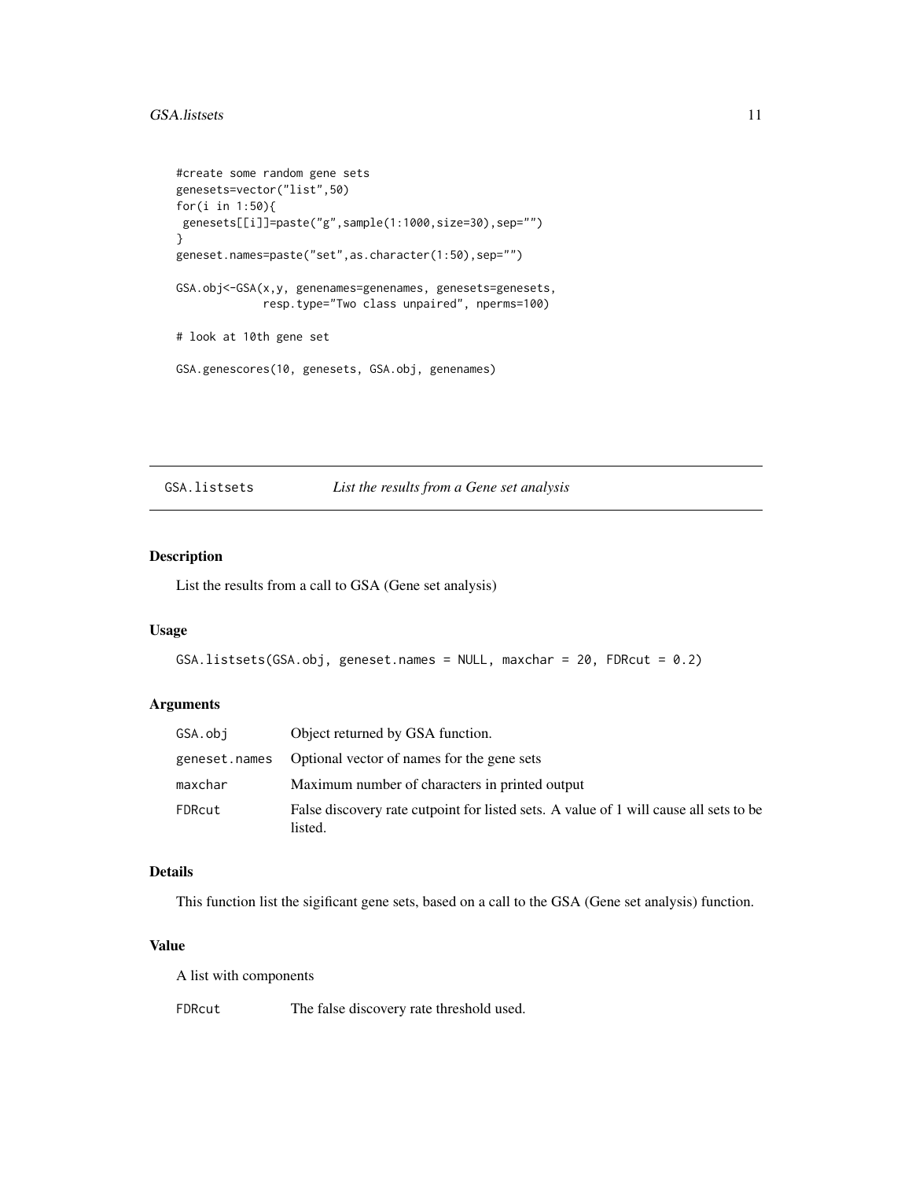```
#create some random gene sets
genesets=vector("list",50)
for(i in 1:50){
 genesets[[i]]=paste("g",sample(1:1000,size=30),sep="")
}
geneset.names=paste("set",as.character(1:50),sep="")

GSA.obj<-GSA(x,y, genenames=genenames, genesets=genesets,
             resp.type="Two class unpaired", nperms=100)

# look at 10th gene set

GSA.genescores(10, genesets, GSA.obj, genenames)
```

---

## GSA.listsets — *List the results from a Gene set analysis*

---

### Description

List the results from a call to GSA (Gene set analysis)

### Usage

```
GSA.listsets(GSA.obj, geneset.names = NULL, maxchar = 20, FDRcut = 0.2)
```

### Arguments

| | |
|---|---|
| `GSA.obj` | Object returned by GSA function. |
| `geneset.names` | Optional vector of names for the gene sets |
| `maxchar` | Maximum number of characters in printed output |
| `FDRcut` | False discovery rate cutpoint for listed sets. A value of 1 will cause all sets to be listed. |

### Details

This function list the sigificant gene sets, based on a call to the GSA (Gene set analysis) function.

### Value

A list with components

| | |
|---|---|
| `FDRcut` | The false discovery rate threshold used. |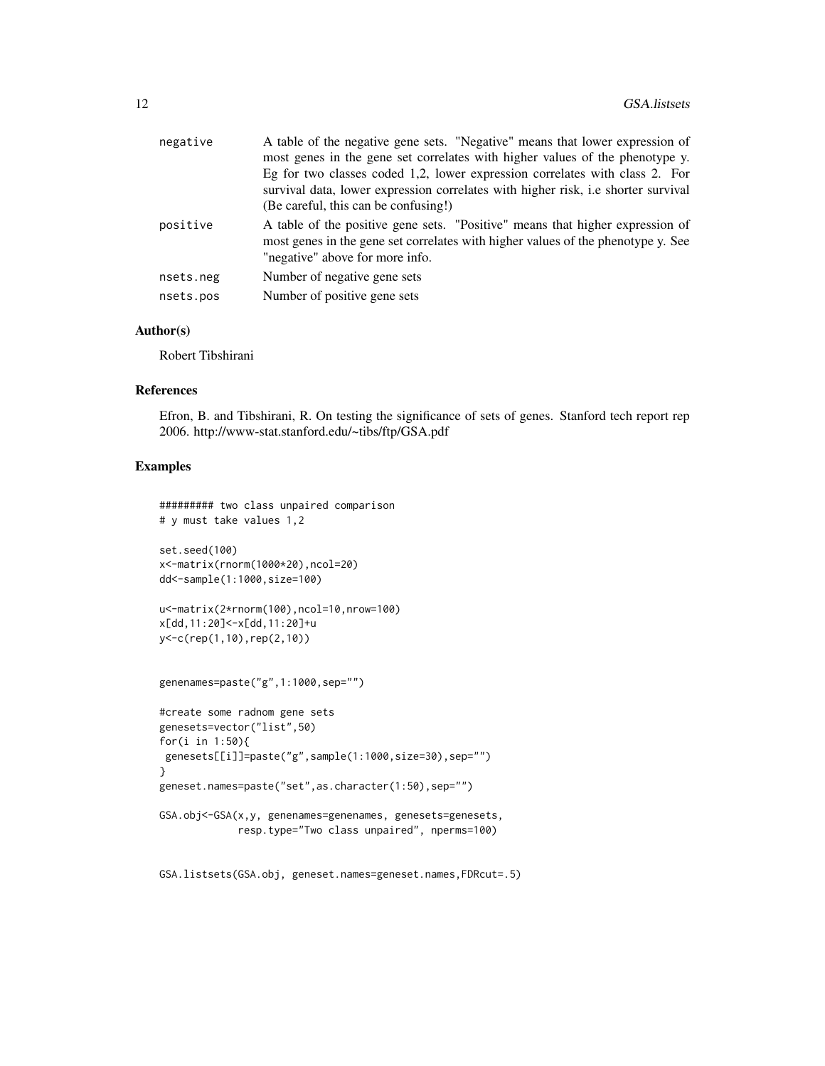| | |
|---|---|
| negative | A table of the negative gene sets. "Negative" means that lower expression of most genes in the gene set correlates with higher values of the phenotype y. Eg for two classes coded 1,2, lower expression correlates with class 2. For survival data, lower expression correlates with higher risk, i.e shorter survival (Be careful, this can be confusing!) |
| positive | A table of the positive gene sets. "Positive" means that higher expression of most genes in the gene set correlates with higher values of the phenotype y. See "negative" above for more info. |
| nsets.neg | Number of negative gene sets |
| nsets.pos | Number of positive gene sets |

## Author(s)

Robert Tibshirani

## References

Efron, B. and Tibshirani, R. On testing the significance of sets of genes. Stanford tech report rep 2006. http://www-stat.stanford.edu/~tibs/ftp/GSA.pdf

## Examples

```
######### two class unpaired comparison
# y must take values 1,2

set.seed(100)
x<-matrix(rnorm(1000*20),ncol=20)
dd<-sample(1:1000,size=100)

u<-matrix(2*rnorm(100),ncol=10,nrow=100)
x[dd,11:20]<-x[dd,11:20]+u
y<-c(rep(1,10),rep(2,10))


genenames=paste("g",1:1000,sep="")

#create some radnom gene sets
genesets=vector("list",50)
for(i in 1:50){
 genesets[[i]]=paste("g",sample(1:1000,size=30),sep="")
}
geneset.names=paste("set",as.character(1:50),sep="")

GSA.obj<-GSA(x,y, genenames=genenames, genesets=genesets,
             resp.type="Two class unpaired", nperms=100)


GSA.listsets(GSA.obj, geneset.names=geneset.names,FDRcut=.5)
```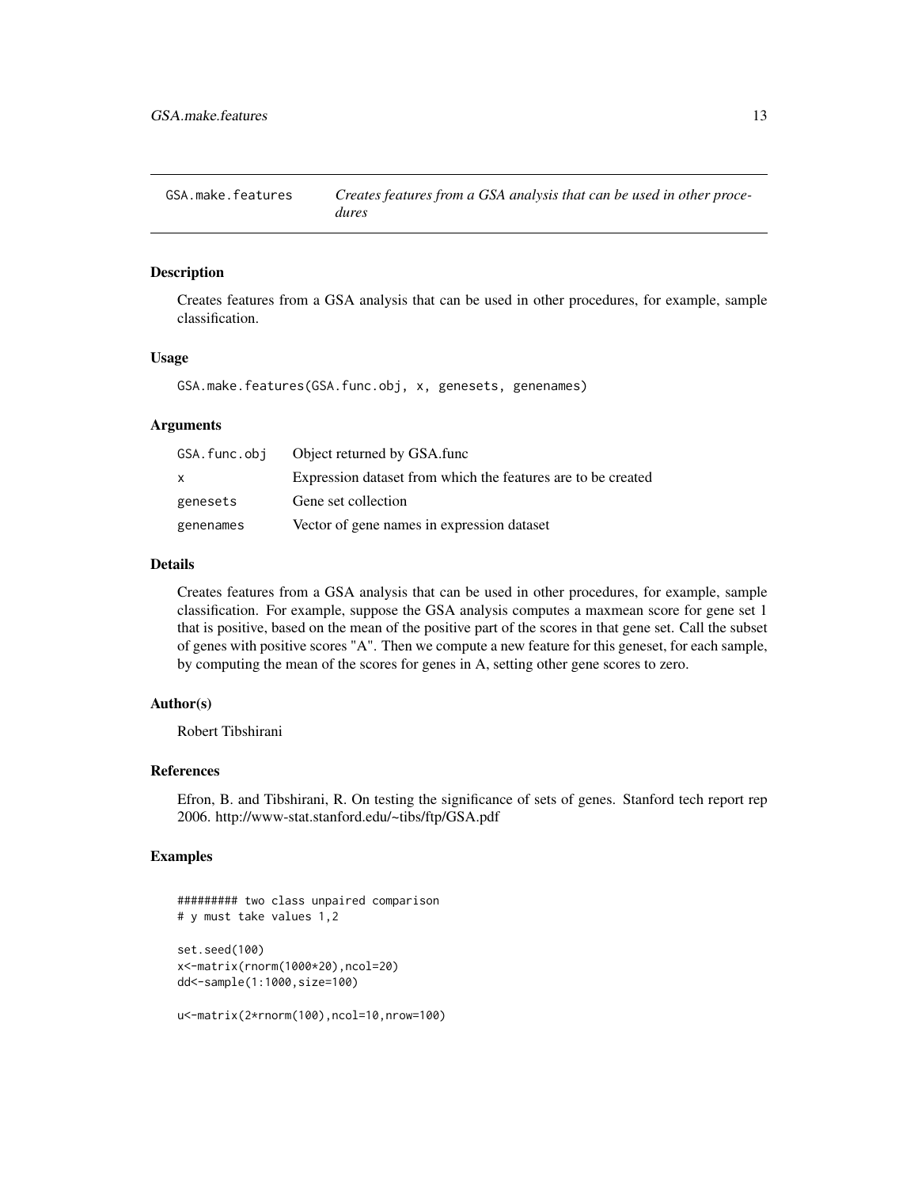## GSA.make.features — *Creates features from a GSA analysis that can be used in other procedures*

### Description

Creates features from a GSA analysis that can be used in other procedures, for example, sample classification.

### Usage

```
GSA.make.features(GSA.func.obj, x, genesets, genenames)
```

### Arguments

| | |
|---|---|
| `GSA.func.obj` | Object returned by GSA.func |
| `x` | Expression dataset from which the features are to be created |
| `genesets` | Gene set collection |
| `genenames` | Vector of gene names in expression dataset |

### Details

Creates features from a GSA analysis that can be used in other procedures, for example, sample classification. For example, suppose the GSA analysis computes a maxmean score for gene set 1 that is positive, based on the mean of the positive part of the scores in that gene set. Call the subset of genes with positive scores "A". Then we compute a new feature for this geneset, for each sample, by computing the mean of the scores for genes in A, setting other gene scores to zero.

### Author(s)

Robert Tibshirani

### References

Efron, B. and Tibshirani, R. On testing the significance of sets of genes. Stanford tech report rep 2006. http://www-stat.stanford.edu/~tibs/ftp/GSA.pdf

### Examples

```
######### two class unpaired comparison
# y must take values 1,2

set.seed(100)
x<-matrix(rnorm(1000*20),ncol=20)
dd<-sample(1:1000,size=100)

u<-matrix(2*rnorm(100),ncol=10,nrow=100)
```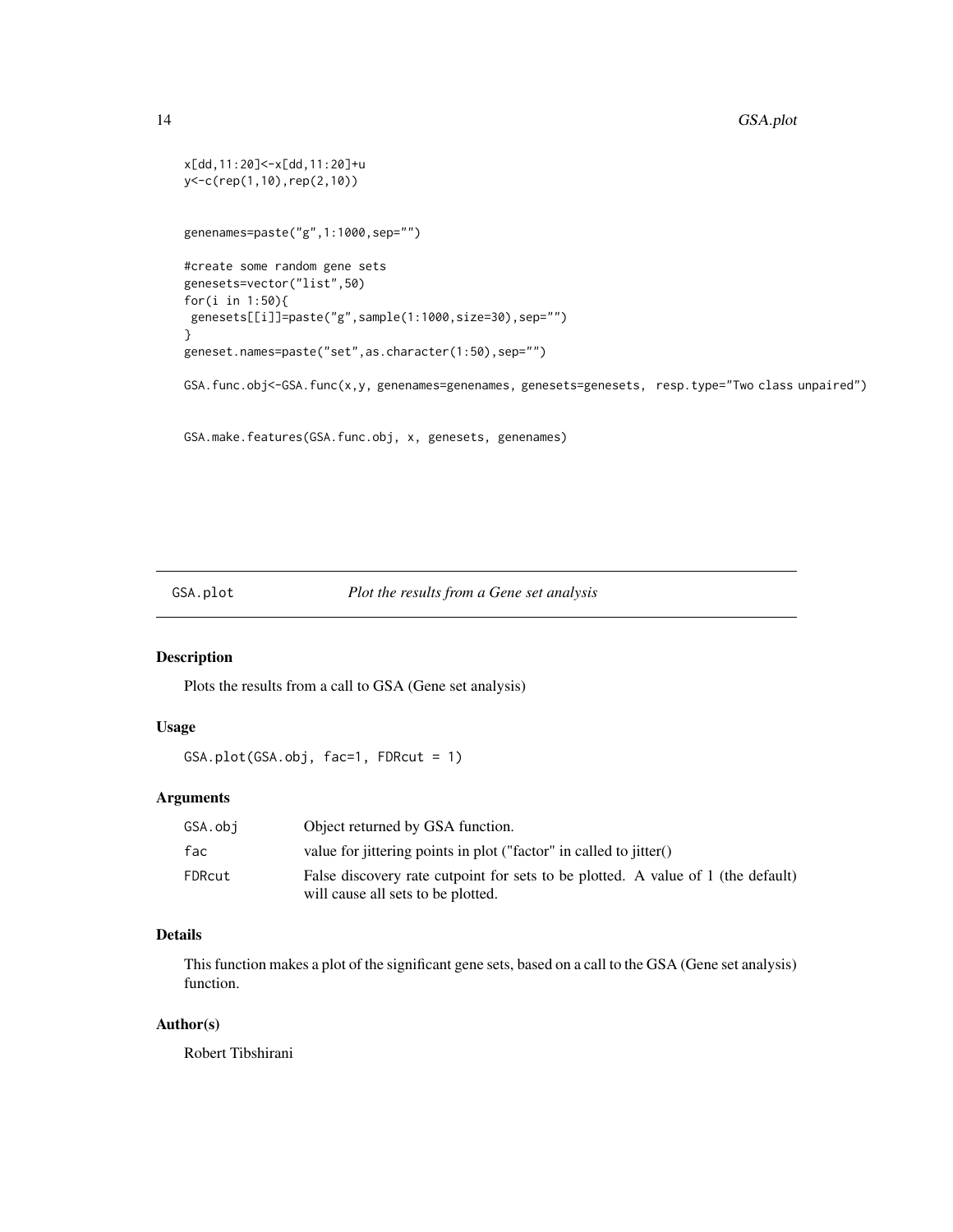```
x[dd,11:20]<-x[dd,11:20]+u
y<-c(rep(1,10),rep(2,10))


genenames=paste("g",1:1000,sep="")

#create some random gene sets
genesets=vector("list",50)
for(i in 1:50){
 genesets[[i]]=paste("g",sample(1:1000,size=30),sep="")
}
geneset.names=paste("set",as.character(1:50),sep="")

GSA.func.obj<-GSA.func(x,y, genenames=genenames, genesets=genesets,  resp.type="Two class unpaired")


GSA.make.features(GSA.func.obj, x, genesets, genenames)
```

---

## GSA.plot — *Plot the results from a Gene set analysis*

### Description

Plots the results from a call to GSA (Gene set analysis)

### Usage

```
GSA.plot(GSA.obj, fac=1, FDRcut = 1)
```

### Arguments

| | |
|---|---|
| GSA.obj | Object returned by GSA function. |
| fac | value for jittering points in plot ("factor" in called to jitter() |
| FDRcut | False discovery rate cutpoint for sets to be plotted. A value of 1 (the default) will cause all sets to be plotted. |

### Details

This function makes a plot of the significant gene sets, based on a call to the GSA (Gene set analysis) function.

### Author(s)

Robert Tibshirani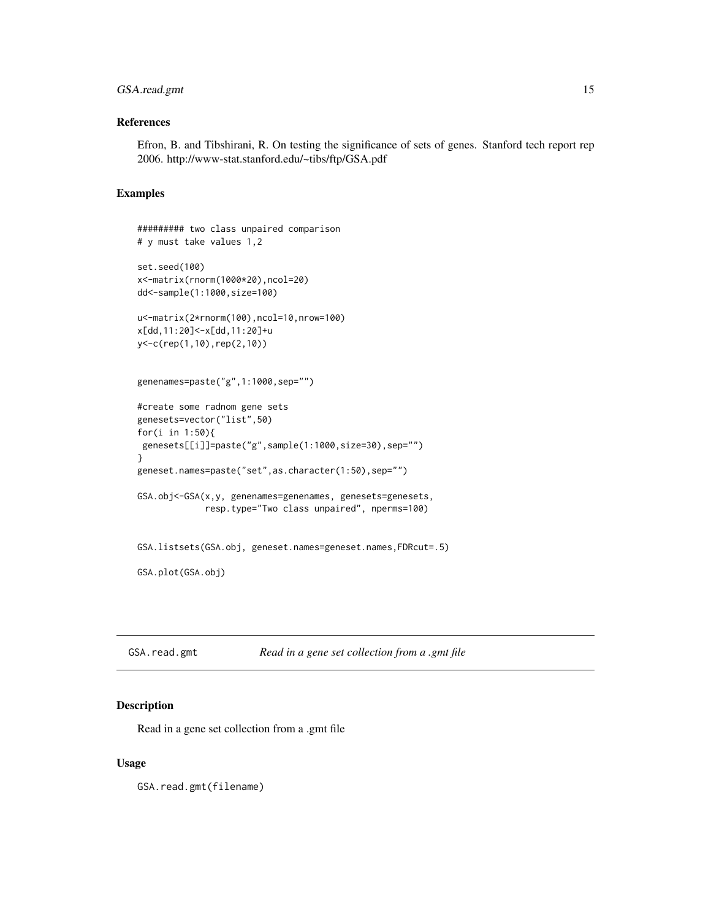### References

Efron, B. and Tibshirani, R. On testing the significance of sets of genes. Stanford tech report rep 2006. http://www-stat.stanford.edu/~tibs/ftp/GSA.pdf

### Examples

```
######### two class unpaired comparison
# y must take values 1,2

set.seed(100)
x<-matrix(rnorm(1000*20),ncol=20)
dd<-sample(1:1000,size=100)

u<-matrix(2*rnorm(100),ncol=10,nrow=100)
x[dd,11:20]<-x[dd,11:20]+u
y<-c(rep(1,10),rep(2,10))


genenames=paste("g",1:1000,sep="")

#create some radnom gene sets
genesets=vector("list",50)
for(i in 1:50){
 genesets[[i]]=paste("g",sample(1:1000,size=30),sep="")
}
geneset.names=paste("set",as.character(1:50),sep="")

GSA.obj<-GSA(x,y, genenames=genenames, genesets=genesets,
             resp.type="Two class unpaired", nperms=100)


GSA.listsets(GSA.obj, geneset.names=geneset.names,FDRcut=.5)

GSA.plot(GSA.obj)
```

---

## GSA.read.gmt — *Read in a gene set collection from a .gmt file*

### Description

Read in a gene set collection from a .gmt file

### Usage

```
GSA.read.gmt(filename)
```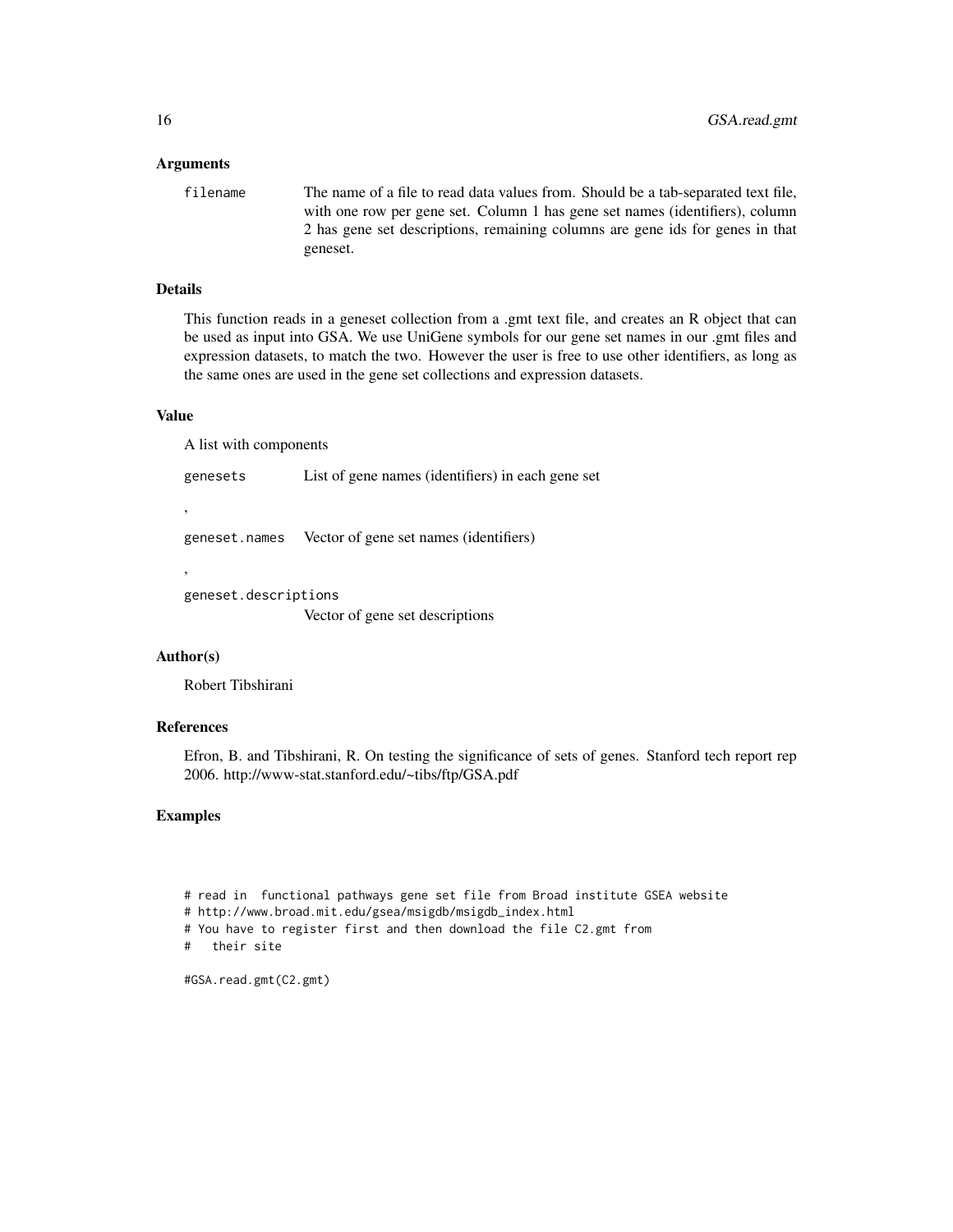### Arguments

filename	The name of a file to read data values from. Should be a tab-separated text file, with one row per gene set. Column 1 has gene set names (identifiers), column 2 has gene set descriptions, remaining columns are gene ids for genes in that geneset.

### Details

This function reads in a geneset collection from a .gmt text file, and creates an R object that can be used as input into GSA. We use UniGene symbols for our gene set names in our .gmt files and expression datasets, to match the two. However the user is free to use other identifiers, as long as the same ones are used in the gene set collections and expression datasets.

### Value

A list with components

genesets	List of gene names (identifiers) in each gene set

,

geneset.names	Vector of gene set names (identifiers)

,

geneset.descriptions
	Vector of gene set descriptions

### Author(s)

Robert Tibshirani

### References

Efron, B. and Tibshirani, R. On testing the significance of sets of genes. Stanford tech report rep 2006. http://www-stat.stanford.edu/~tibs/ftp/GSA.pdf

### Examples

```
# read in  functional pathways gene set file from Broad institute GSEA website
# http://www.broad.mit.edu/gsea/msigdb/msigdb_index.html
# You have to register first and then download the file C2.gmt from
#   their site

#GSA.read.gmt(C2.gmt)
```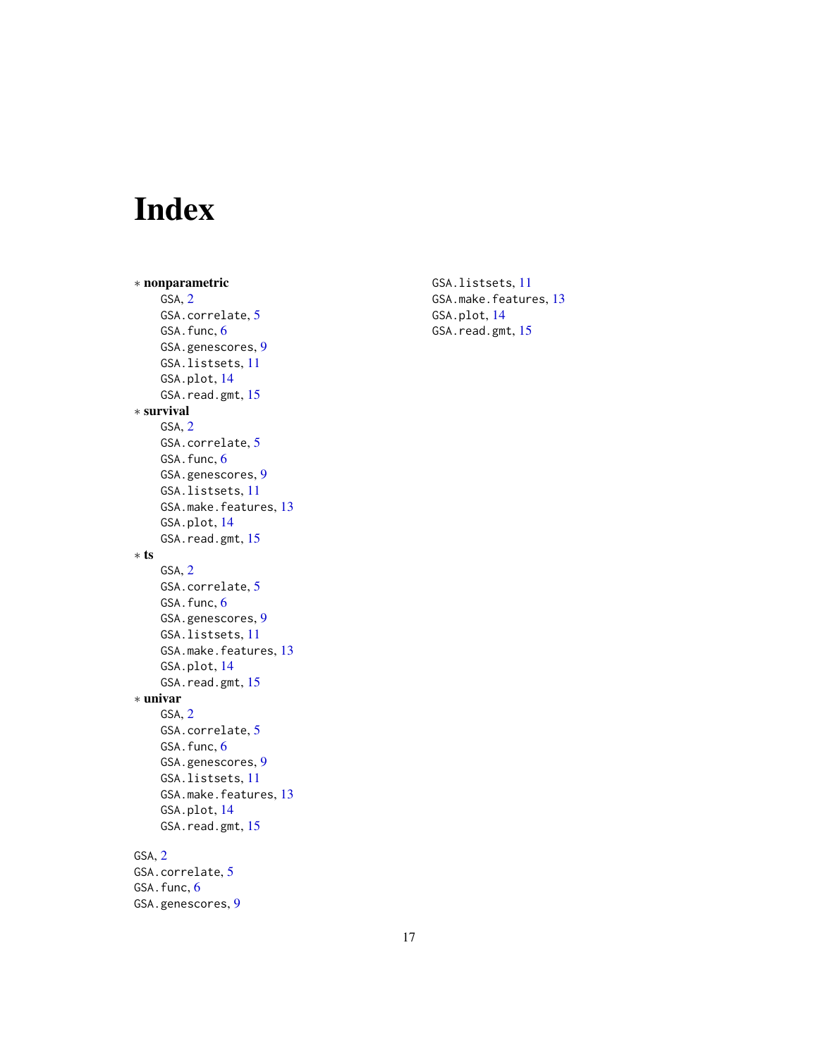# Index

* **nonparametric**
    - GSA, 2
    - GSA.correlate, 5
    - GSA.func, 6
    - GSA.genescores, 9
    - GSA.listsets, 11
    - GSA.plot, 14
    - GSA.read.gmt, 15
* **survival**
    - GSA, 2
    - GSA.correlate, 5
    - GSA.func, 6
    - GSA.genescores, 9
    - GSA.listsets, 11
    - GSA.make.features, 13
    - GSA.plot, 14
    - GSA.read.gmt, 15
* **ts**
    - GSA, 2
    - GSA.correlate, 5
    - GSA.func, 6
    - GSA.genescores, 9
    - GSA.listsets, 11
    - GSA.make.features, 13
    - GSA.plot, 14
    - GSA.read.gmt, 15
* **univar**
    - GSA, 2
    - GSA.correlate, 5
    - GSA.func, 6
    - GSA.genescores, 9
    - GSA.listsets, 11
    - GSA.make.features, 13
    - GSA.plot, 14
    - GSA.read.gmt, 15

GSA, 2
GSA.correlate, 5
GSA.func, 6
GSA.genescores, 9
GSA.listsets, 11
GSA.make.features, 13
GSA.plot, 14
GSA.read.gmt, 15